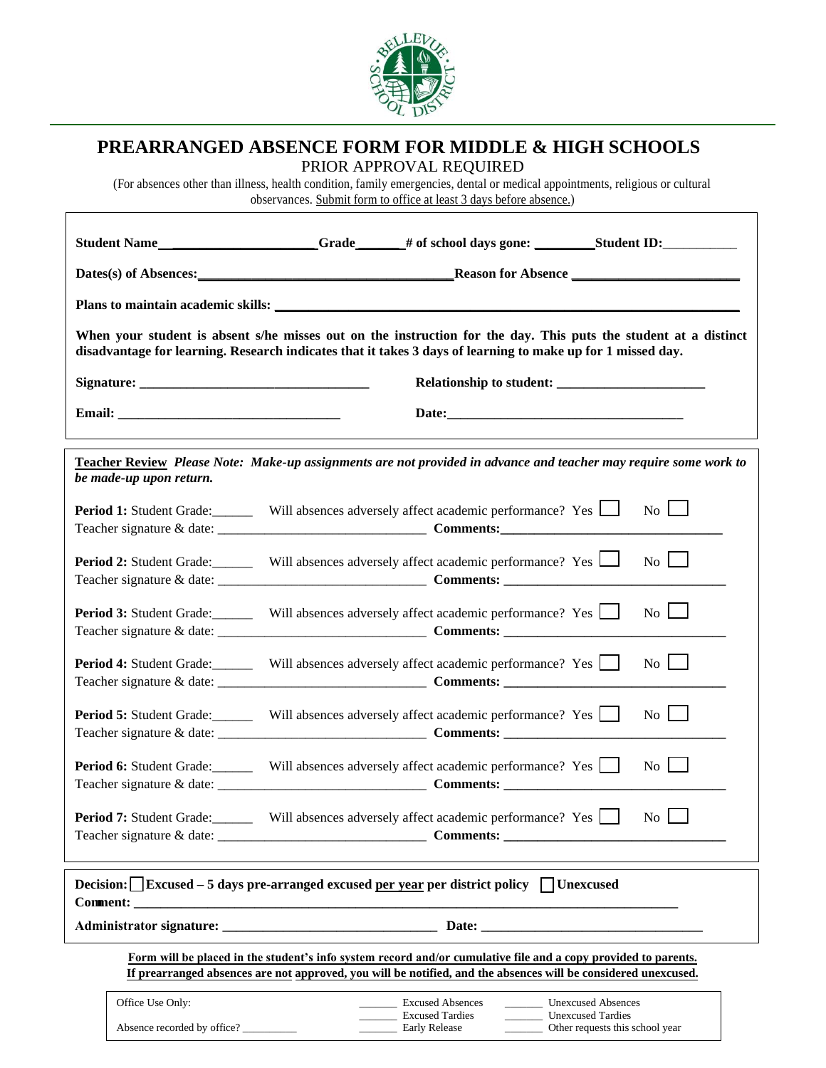# PREARRANGED ABSENCE FORM FOR MIDDLE & HIGH SCHOOLS

PRIOR APPROVAL REQUIRED

(For absences other than illness, health condition, family emergencies, dental or medical appointments, religious or cultural observations. Submit form to office at least 3 days before absence.)

**Student Name** ____________________ **Grade** _______ **# of school days gone:** ________ **Student ID:** __________

**Dates(s) of Absences:** ______________________________ **Reason for Absence** ______________________

**Plans to maintain academic skills:** ______________________________________________________________

**When your student is absent s/he misses out on the instruction for the day. This puts the student at a distinct disadvantage for learning. Research indicates that it takes 3 days of learning to make up for 1 missed day.**

**Signature:** ______________________________ **Relationship to student:** ____________________

**Email:** ______________________________ **Date:** ______________________________

**Teacher Review** ***Please Note: Make-up assignments are not provided in advance and teacher may require some work to be made-up upon return.***

**Period 1:** Student Grade:______ Will absences adversely affect academic performance? Yes ☐ No ☐
Teacher signature & date: ____________________________ **Comments:** ____________________________

**Period 2:** Student Grade:______ Will absences adversely affect academic performance? Yes ☐ No ☐
Teacher signature & date: ____________________________ **Comments:** ____________________________

**Period 3:** Student Grade:______ Will absences adversely affect academic performance? Yes ☐ No ☐
Teacher signature & date: ____________________________ **Comments:** ____________________________

**Period 4:** Student Grade:______ Will absences adversely affect academic performance? Yes ☐ No ☐
Teacher signature & date: ____________________________ **Comments:** ____________________________

**Period 5:** Student Grade:______ Will absences adversely affect academic performance? Yes ☐ No ☐
Teacher signature & date: ____________________________ **Comments:** ____________________________

**Period 6:** Student Grade:______ Will absences adversely affect academic performance? Yes ☐ No ☐
Teacher signature & date: ____________________________ **Comments:** ____________________________

**Period 7:** Student Grade:______ Will absences adversely affect academic performance? Yes ☐ No ☐
Teacher signature & date: ____________________________ **Comments:** ____________________________

**Decision:** ☐ **Excused – 5 days pre-arranged excused per year per district policy** ☐ **Unexcused**

**Comment:** ______________________________________________________________

**Administrator signature:** ____________________________ **Date:** ____________________________

**Form will be placed in the student's info system record and/or cumulative file and a copy provided to parents.**
**If prearranged absences are not approved, you will be notified, and the absences will be considered unexcused.**

Office Use Only:

Absence recorded by office? __________

_______ Excused Absences
_______ Excused Tardies
_______ Early Release

_______ Unexcused Absences
_______ Unexcused Tardies
_______ Other requests this school year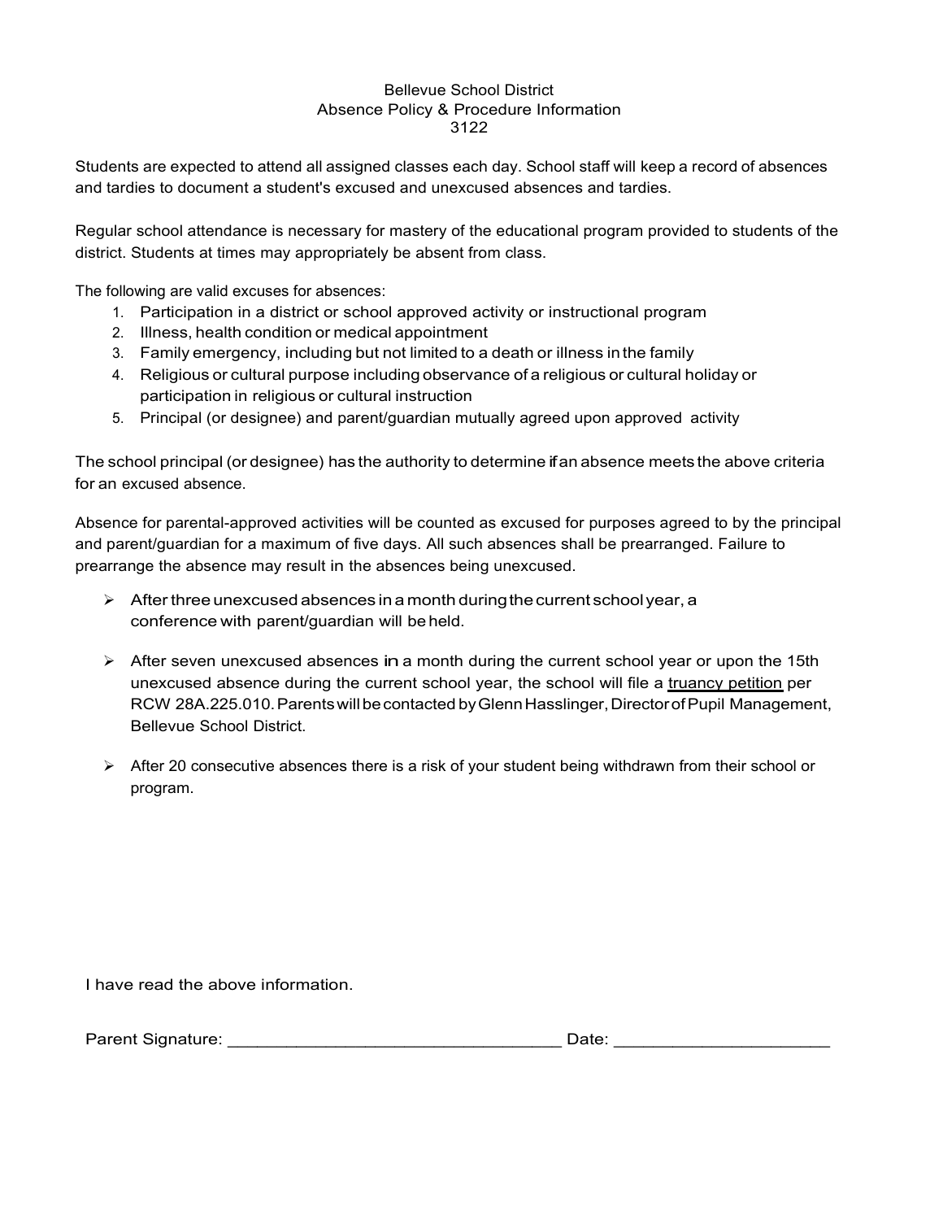Bellevue School District
Absence Policy & Procedure Information
3122

Students are expected to attend all assigned classes each day. School staff will keep a record of absences and tardies to document a student's excused and unexcused absences and tardies.

Regular school attendance is necessary for mastery of the educational program provided to students of the district. Students at times may appropriately be absent from class.

The following are valid excuses for absences:

1. Participation in a district or school approved activity or instructional program
2. Illness, health condition or medical appointment
3. Family emergency, including but not limited to a death or illness in the family
4. Religious or cultural purpose including observance of a religious or cultural holiday or participation in religious or cultural instruction
5. Principal (or designee) and parent/guardian mutually agreed upon approved activity

The school principal (or designee) has the authority to determine if an absence meets the above criteria for an excused absence.

Absence for parental-approved activities will be counted as excused for purposes agreed to by the principal and parent/guardian for a maximum of five days. All such absences shall be prearranged. Failure to prearrange the absence may result in the absences being unexcused.

- After three unexcused absences in a month during the current school year, a conference with parent/guardian will be held.
- After seven unexcused absences in a month during the current school year or upon the 15th unexcused absence during the current school year, the school will file a truancy petition per RCW 28A.225.010. Parents will be contacted by Glenn Hasslinger, Director of Pupil Management, Bellevue School District.
- After 20 consecutive absences there is a risk of your student being withdrawn from their school or program.

I have read the above information.

Parent Signature: ___________________________________ Date: ______________________